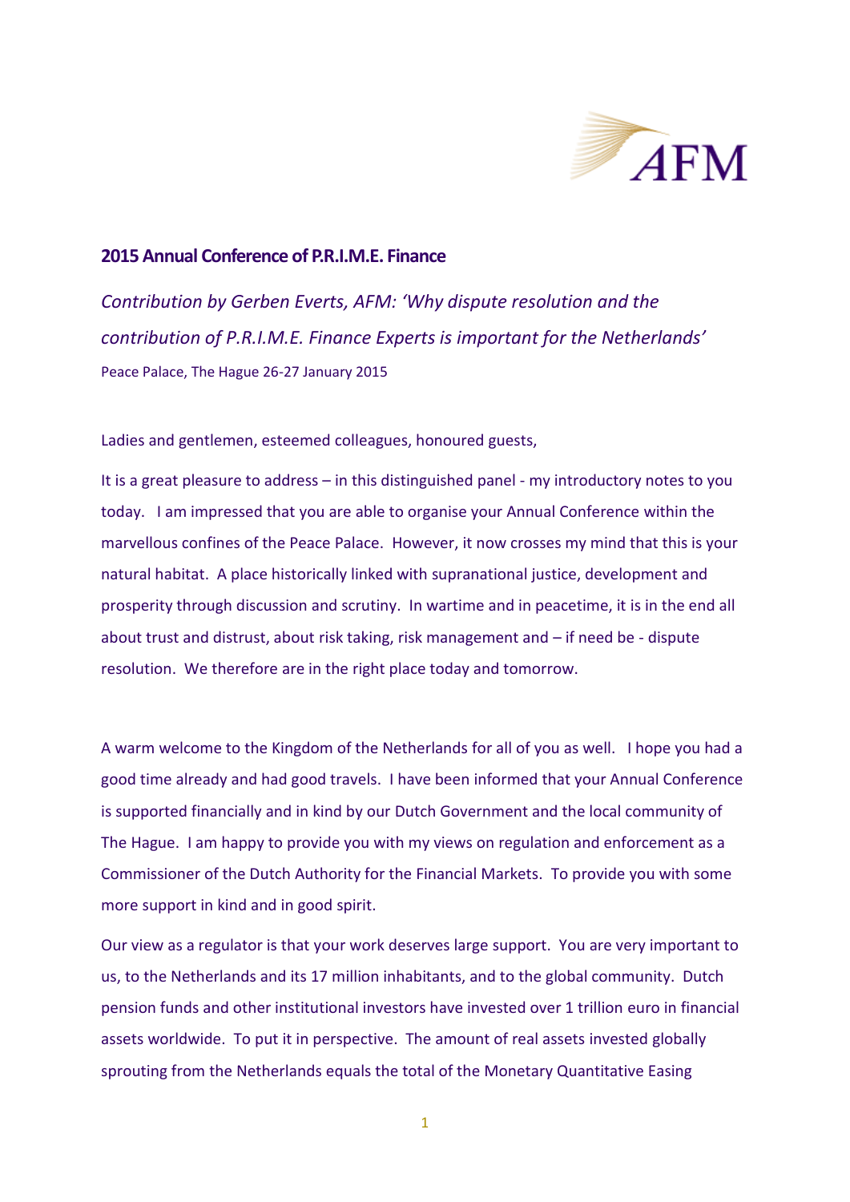## 2015 Annual Conference of P.R.I.M.E. Finance

*Contribution by Gerben Everts, AFM: 'Why dispute resolution and the contribution of P.R.I.M.E. Finance Experts is important for the Netherlands'*

Peace Palace, The Hague 26-27 January 2015

Ladies and gentlemen, esteemed colleagues, honoured guests,

It is a great pleasure to address – in this distinguished panel - my introductory notes to you today. I am impressed that you are able to organise your Annual Conference within the marvellous confines of the Peace Palace. However, it now crosses my mind that this is your natural habitat. A place historically linked with supranational justice, development and prosperity through discussion and scrutiny. In wartime and in peacetime, it is in the end all about trust and distrust, about risk taking, risk management and – if need be - dispute resolution. We therefore are in the right place today and tomorrow.

A warm welcome to the Kingdom of the Netherlands for all of you as well. I hope you had a good time already and had good travels. I have been informed that your Annual Conference is supported financially and in kind by our Dutch Government and the local community of The Hague. I am happy to provide you with my views on regulation and enforcement as a Commissioner of the Dutch Authority for the Financial Markets. To provide you with some more support in kind and in good spirit.

Our view as a regulator is that your work deserves large support. You are very important to us, to the Netherlands and its 17 million inhabitants, and to the global community. Dutch pension funds and other institutional investors have invested over 1 trillion euro in financial assets worldwide. To put it in perspective. The amount of real assets invested globally sprouting from the Netherlands equals the total of the Monetary Quantitative Easing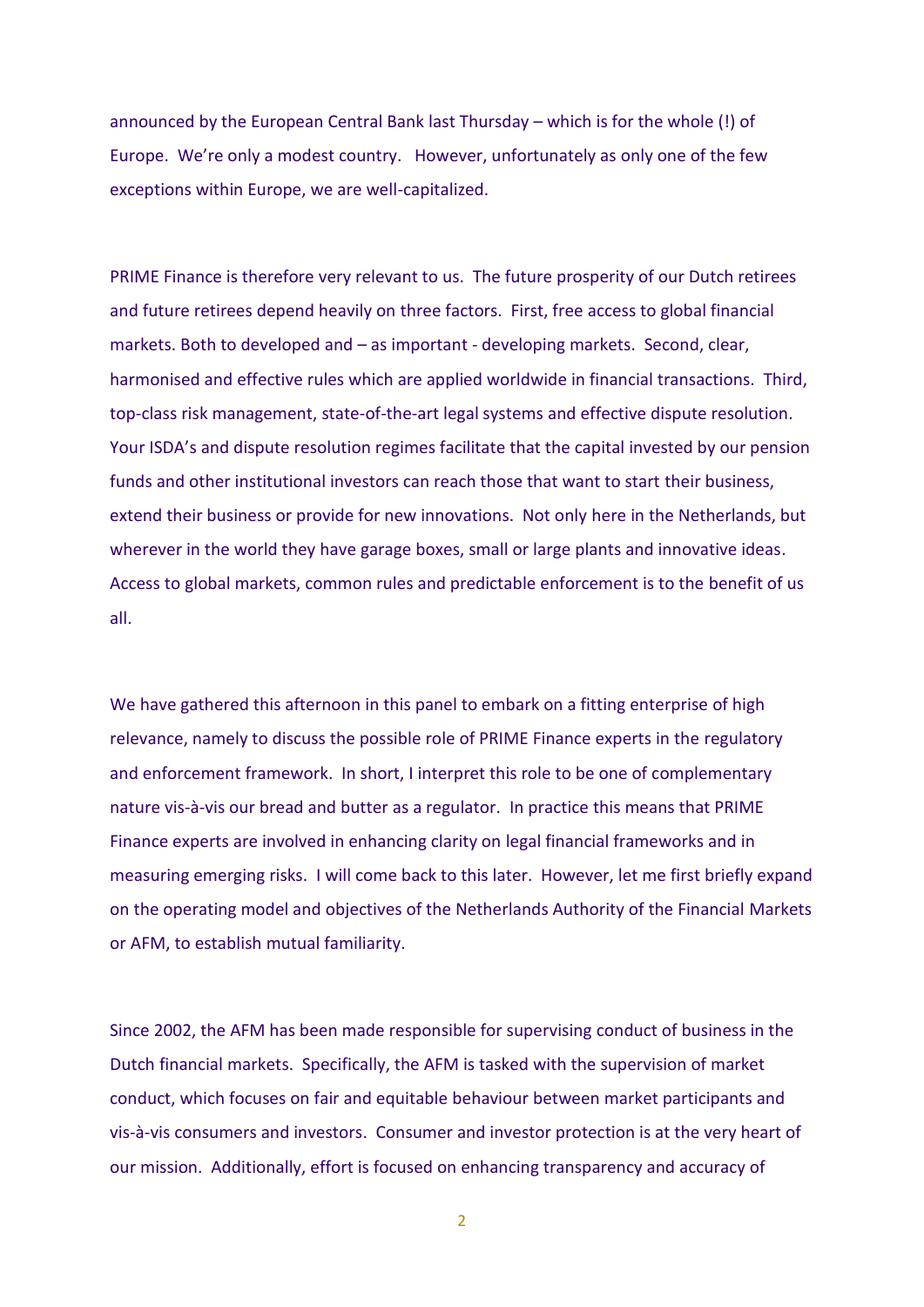announced by the European Central Bank last Thursday – which is for the whole (!) of Europe. We're only a modest country. However, unfortunately as only one of the few exceptions within Europe, we are well-capitalized.

PRIME Finance is therefore very relevant to us. The future prosperity of our Dutch retirees and future retirees depend heavily on three factors. First, free access to global financial markets. Both to developed and – as important - developing markets. Second, clear, harmonised and effective rules which are applied worldwide in financial transactions. Third, top-class risk management, state-of-the-art legal systems and effective dispute resolution. Your ISDA's and dispute resolution regimes facilitate that the capital invested by our pension funds and other institutional investors can reach those that want to start their business, extend their business or provide for new innovations. Not only here in the Netherlands, but wherever in the world they have garage boxes, small or large plants and innovative ideas. Access to global markets, common rules and predictable enforcement is to the benefit of us all.

We have gathered this afternoon in this panel to embark on a fitting enterprise of high relevance, namely to discuss the possible role of PRIME Finance experts in the regulatory and enforcement framework. In short, I interpret this role to be one of complementary nature vis-à-vis our bread and butter as a regulator. In practice this means that PRIME Finance experts are involved in enhancing clarity on legal financial frameworks and in measuring emerging risks. I will come back to this later. However, let me first briefly expand on the operating model and objectives of the Netherlands Authority of the Financial Markets or AFM, to establish mutual familiarity.

Since 2002, the AFM has been made responsible for supervising conduct of business in the Dutch financial markets. Specifically, the AFM is tasked with the supervision of market conduct, which focuses on fair and equitable behaviour between market participants and vis-à-vis consumers and investors. Consumer and investor protection is at the very heart of our mission. Additionally, effort is focused on enhancing transparency and accuracy of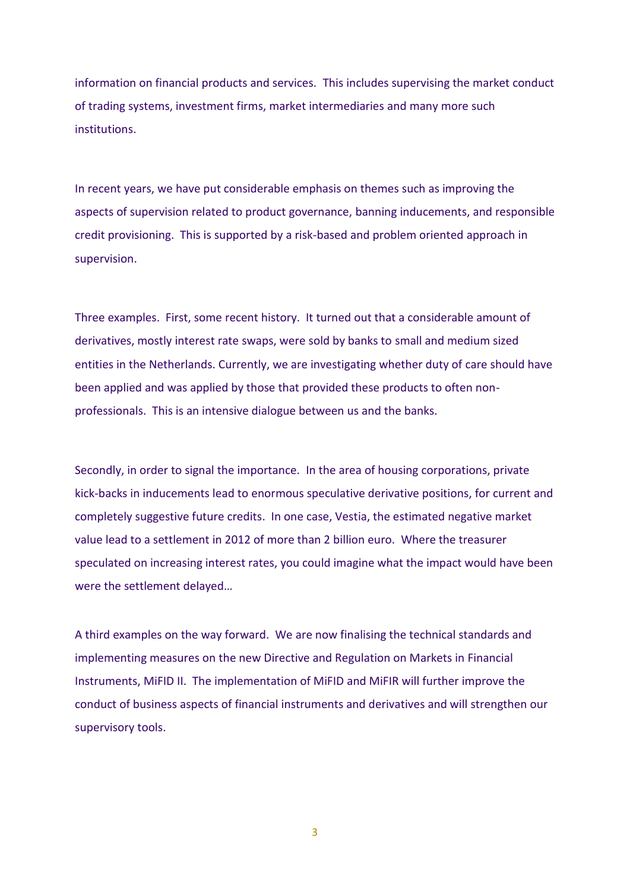information on financial products and services. This includes supervising the market conduct of trading systems, investment firms, market intermediaries and many more such institutions.

In recent years, we have put considerable emphasis on themes such as improving the aspects of supervision related to product governance, banning inducements, and responsible credit provisioning. This is supported by a risk-based and problem oriented approach in supervision.

Three examples. First, some recent history. It turned out that a considerable amount of derivatives, mostly interest rate swaps, were sold by banks to small and medium sized entities in the Netherlands. Currently, we are investigating whether duty of care should have been applied and was applied by those that provided these products to often non-professionals. This is an intensive dialogue between us and the banks.

Secondly, in order to signal the importance. In the area of housing corporations, private kick-backs in inducements lead to enormous speculative derivative positions, for current and completely suggestive future credits. In one case, Vestia, the estimated negative market value lead to a settlement in 2012 of more than 2 billion euro. Where the treasurer speculated on increasing interest rates, you could imagine what the impact would have been were the settlement delayed…

A third examples on the way forward. We are now finalising the technical standards and implementing measures on the new Directive and Regulation on Markets in Financial Instruments, MiFID II. The implementation of MiFID and MiFIR will further improve the conduct of business aspects of financial instruments and derivatives and will strengthen our supervisory tools.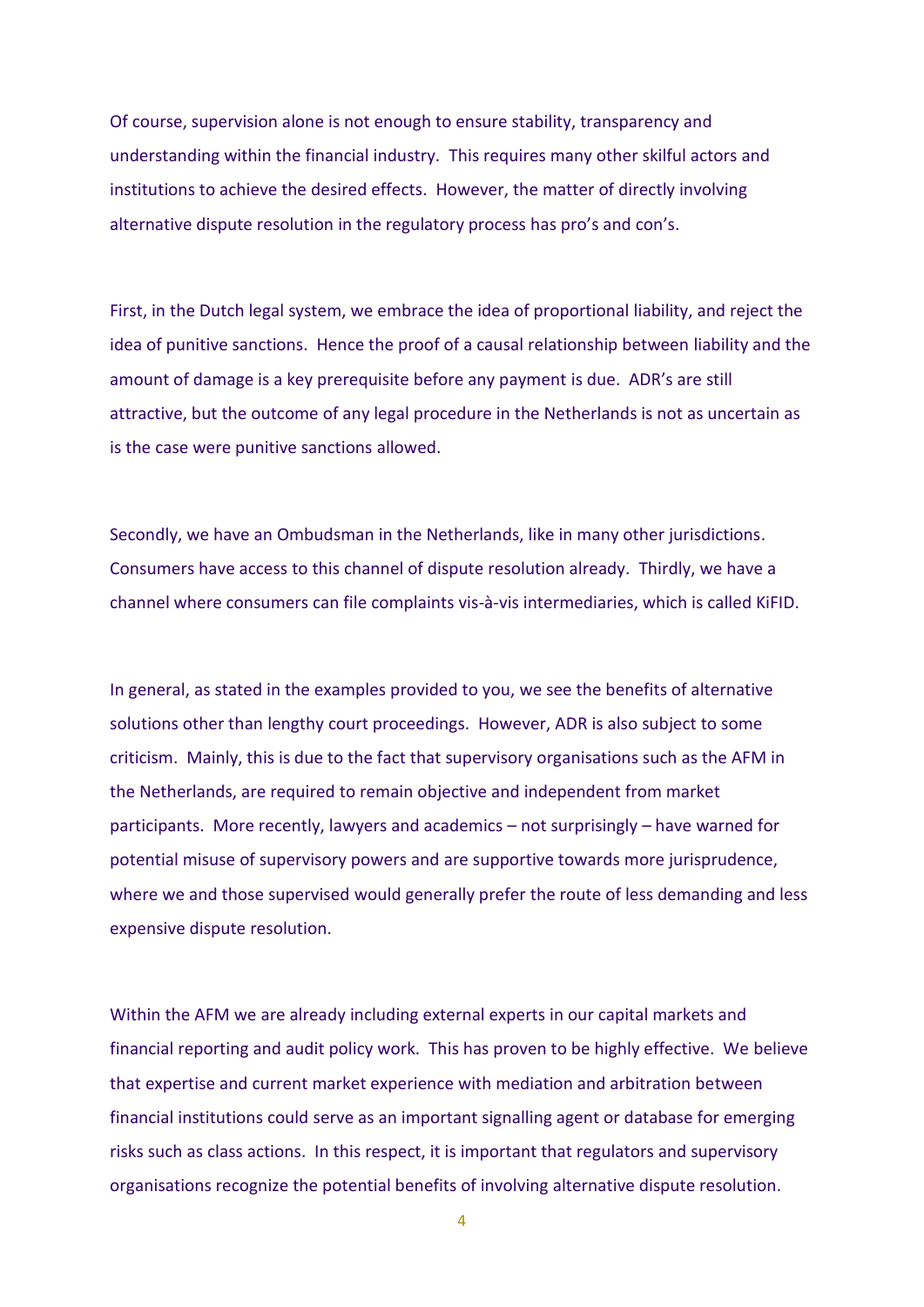Of course, supervision alone is not enough to ensure stability, transparency and understanding within the financial industry. This requires many other skilful actors and institutions to achieve the desired effects. However, the matter of directly involving alternative dispute resolution in the regulatory process has pro's and con's.

First, in the Dutch legal system, we embrace the idea of proportional liability, and reject the idea of punitive sanctions. Hence the proof of a causal relationship between liability and the amount of damage is a key prerequisite before any payment is due. ADR's are still attractive, but the outcome of any legal procedure in the Netherlands is not as uncertain as is the case were punitive sanctions allowed.

Secondly, we have an Ombudsman in the Netherlands, like in many other jurisdictions. Consumers have access to this channel of dispute resolution already. Thirdly, we have a channel where consumers can file complaints vis-à-vis intermediaries, which is called KiFID.

In general, as stated in the examples provided to you, we see the benefits of alternative solutions other than lengthy court proceedings. However, ADR is also subject to some criticism. Mainly, this is due to the fact that supervisory organisations such as the AFM in the Netherlands, are required to remain objective and independent from market participants. More recently, lawyers and academics – not surprisingly – have warned for potential misuse of supervisory powers and are supportive towards more jurisprudence, where we and those supervised would generally prefer the route of less demanding and less expensive dispute resolution.

Within the AFM we are already including external experts in our capital markets and financial reporting and audit policy work. This has proven to be highly effective. We believe that expertise and current market experience with mediation and arbitration between financial institutions could serve as an important signalling agent or database for emerging risks such as class actions. In this respect, it is important that regulators and supervisory organisations recognize the potential benefits of involving alternative dispute resolution.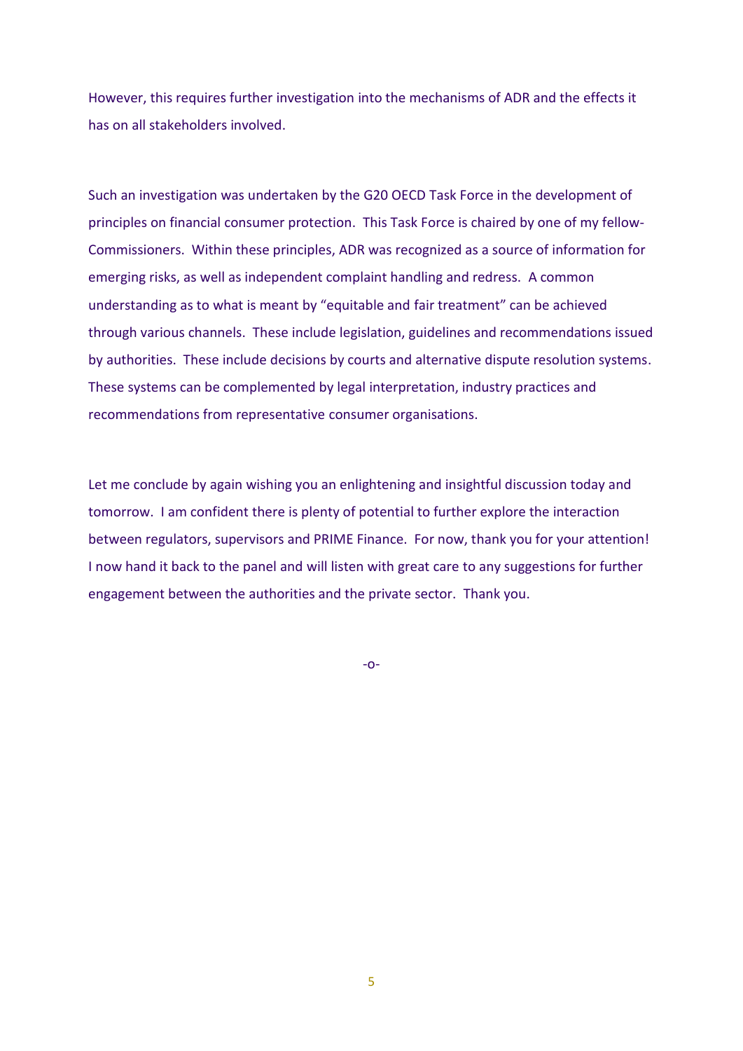However, this requires further investigation into the mechanisms of ADR and the effects it has on all stakeholders involved.

Such an investigation was undertaken by the G20 OECD Task Force in the development of principles on financial consumer protection. This Task Force is chaired by one of my fellow-Commissioners. Within these principles, ADR was recognized as a source of information for emerging risks, as well as independent complaint handling and redress. A common understanding as to what is meant by "equitable and fair treatment" can be achieved through various channels. These include legislation, guidelines and recommendations issued by authorities. These include decisions by courts and alternative dispute resolution systems. These systems can be complemented by legal interpretation, industry practices and recommendations from representative consumer organisations.

Let me conclude by again wishing you an enlightening and insightful discussion today and tomorrow. I am confident there is plenty of potential to further explore the interaction between regulators, supervisors and PRIME Finance. For now, thank you for your attention! I now hand it back to the panel and will listen with great care to any suggestions for further engagement between the authorities and the private sector. Thank you.

-o-